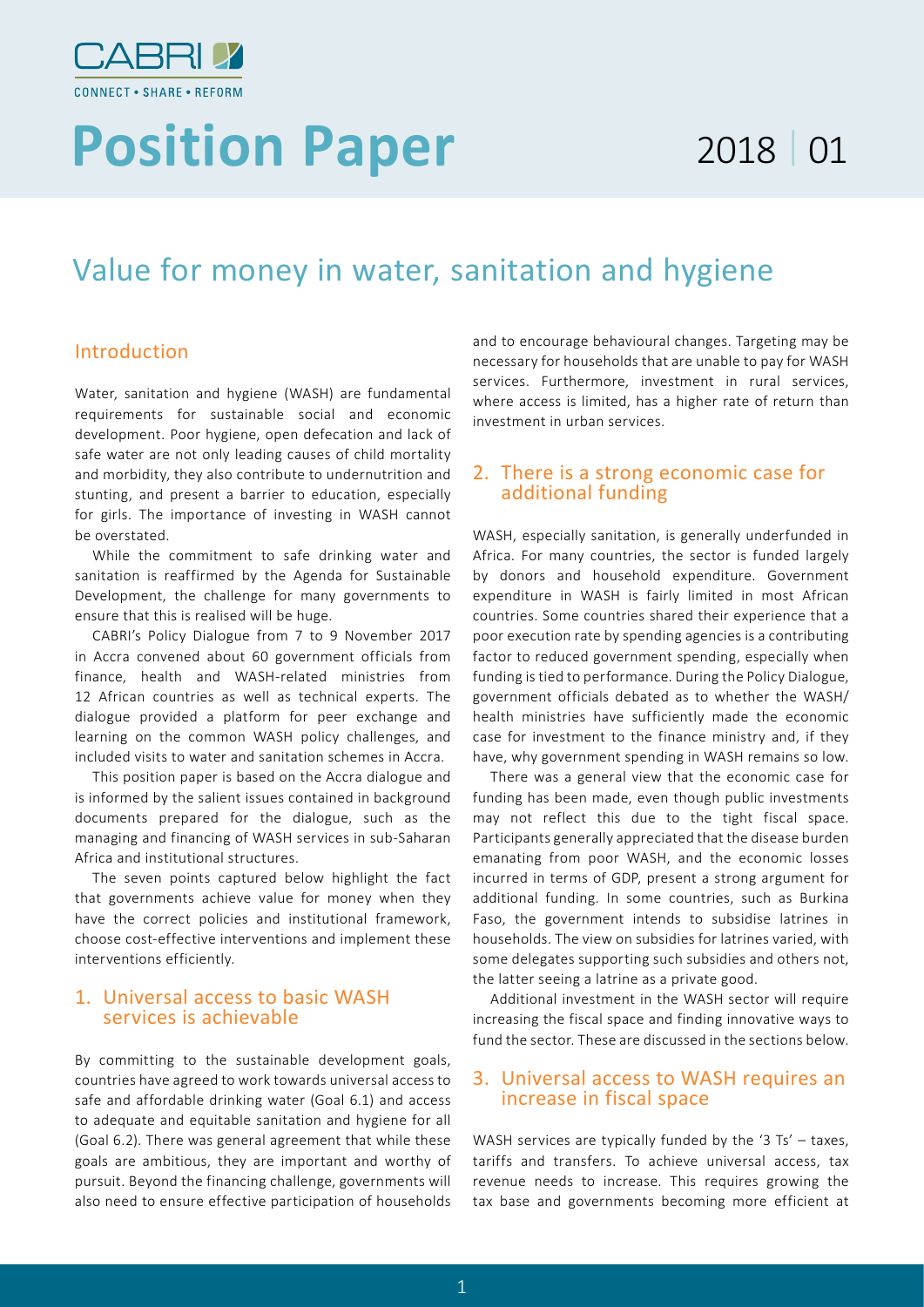CABRI

CONNECT • SHARE • REFORM

# Position Paper

2018 | 01

## Value for money in water, sanitation and hygiene

### Introduction

Water, sanitation and hygiene (WASH) are fundamental requirements for sustainable social and economic development. Poor hygiene, open defecation and lack of safe water are not only leading causes of child mortality and morbidity, they also contribute to undernutrition and stunting, and present a barrier to education, especially for girls. The importance of investing in WASH cannot be overstated.

While the commitment to safe drinking water and sanitation is reaffirmed by the Agenda for Sustainable Development, the challenge for many governments to ensure that this is realised will be huge.

CABRI's Policy Dialogue from 7 to 9 November 2017 in Accra convened about 60 government officials from finance, health and WASH-related ministries from 12 African countries as well as technical experts. The dialogue provided a platform for peer exchange and learning on the common WASH policy challenges, and included visits to water and sanitation schemes in Accra.

This position paper is based on the Accra dialogue and is informed by the salient issues contained in background documents prepared for the dialogue, such as the managing and financing of WASH services in sub-Saharan Africa and institutional structures.

The seven points captured below highlight the fact that governments achieve value for money when they have the correct policies and institutional framework, choose cost-effective interventions and implement these interventions efficiently.

### 1. Universal access to basic WASH services is achievable

By committing to the sustainable development goals, countries have agreed to work towards universal access to safe and affordable drinking water (Goal 6.1) and access to adequate and equitable sanitation and hygiene for all (Goal 6.2). There was general agreement that while these goals are ambitious, they are important and worthy of pursuit. Beyond the financing challenge, governments will also need to ensure effective participation of households and to encourage behavioural changes. Targeting may be necessary for households that are unable to pay for WASH services. Furthermore, investment in rural services, where access is limited, has a higher rate of return than investment in urban services.

### 2. There is a strong economic case for additional funding

WASH, especially sanitation, is generally underfunded in Africa. For many countries, the sector is funded largely by donors and household expenditure. Government expenditure in WASH is fairly limited in most African countries. Some countries shared their experience that a poor execution rate by spending agencies is a contributing factor to reduced government spending, especially when funding is tied to performance. During the Policy Dialogue, government officials debated as to whether the WASH/ health ministries have sufficiently made the economic case for investment to the finance ministry and, if they have, why government spending in WASH remains so low.

There was a general view that the economic case for funding has been made, even though public investments may not reflect this due to the tight fiscal space. Participants generally appreciated that the disease burden emanating from poor WASH, and the economic losses incurred in terms of GDP, present a strong argument for additional funding. In some countries, such as Burkina Faso, the government intends to subsidise latrines in households. The view on subsidies for latrines varied, with some delegates supporting such subsidies and others not, the latter seeing a latrine as a private good.

Additional investment in the WASH sector will require increasing the fiscal space and finding innovative ways to fund the sector. These are discussed in the sections below.

### 3. Universal access to WASH requires an increase in fiscal space

WASH services are typically funded by the '3 Ts' – taxes, tariffs and transfers. To achieve universal access, tax revenue needs to increase. This requires growing the tax base and governments becoming more efficient at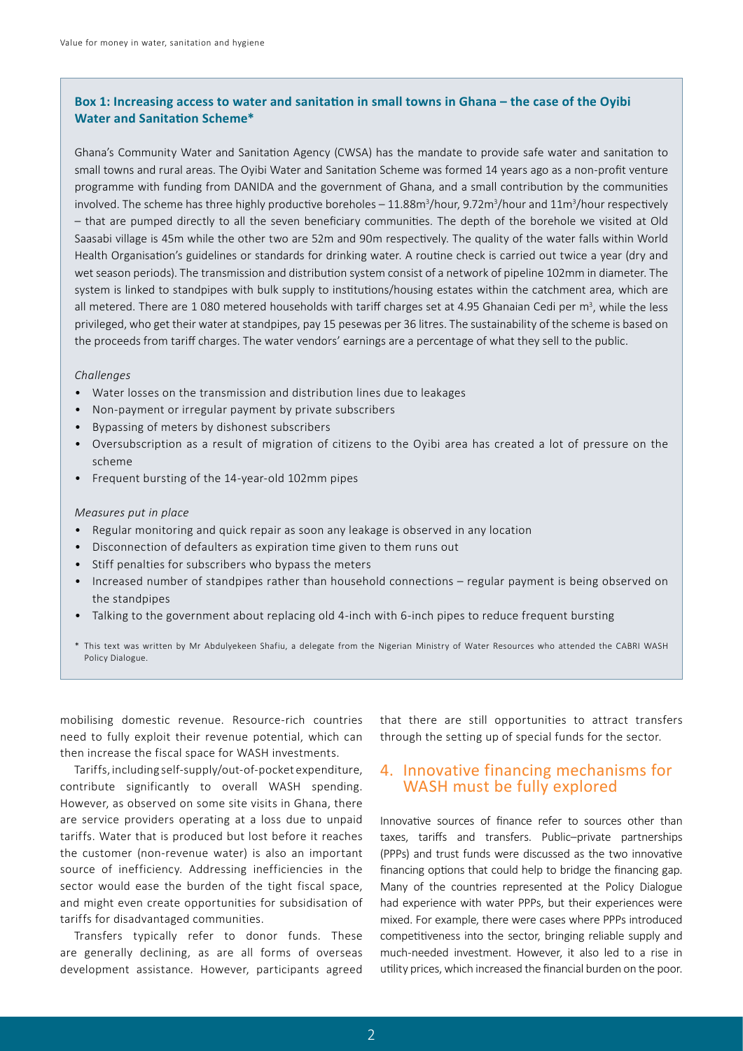**Box 1: Increasing access to water and sanitation in small towns in Ghana – the case of the Oyibi Water and Sanitation Scheme***

Ghana's Community Water and Sanitation Agency (CWSA) has the mandate to provide safe water and sanitation to small towns and rural areas. The Oyibi Water and Sanitation Scheme was formed 14 years ago as a non-profit venture programme with funding from DANIDA and the government of Ghana, and a small contribution by the communities involved. The scheme has three highly productive boreholes – 11.88m$^3$/hour, 9.72m$^3$/hour and 11m$^3$/hour respectively – that are pumped directly to all the seven beneficiary communities. The depth of the borehole we visited at Old Saasabi village is 45m while the other two are 52m and 90m respectively. The quality of the water falls within World Health Organisation's guidelines or standards for drinking water. A routine check is carried out twice a year (dry and wet season periods). The transmission and distribution system consist of a network of pipeline 102mm in diameter. The system is linked to standpipes with bulk supply to institutions/housing estates within the catchment area, which are all metered. There are 1 080 metered households with tariff charges set at 4.95 Ghanaian Cedi per m$^3$, while the less privileged, who get their water at standpipes, pay 15 pesewas per 36 litres. The sustainability of the scheme is based on the proceeds from tariff charges. The water vendors' earnings are a percentage of what they sell to the public.

*Challenges*

- Water losses on the transmission and distribution lines due to leakages
- Non-payment or irregular payment by private subscribers
- Bypassing of meters by dishonest subscribers
- Oversubscription as a result of migration of citizens to the Oyibi area has created a lot of pressure on the scheme
- Frequent bursting of the 14-year-old 102mm pipes

*Measures put in place*

- Regular monitoring and quick repair as soon any leakage is observed in any location
- Disconnection of defaulters as expiration time given to them runs out
- Stiff penalties for subscribers who bypass the meters
- Increased number of standpipes rather than household connections – regular payment is being observed on the standpipes
- Talking to the government about replacing old 4-inch with 6-inch pipes to reduce frequent bursting

\* This text was written by Mr Abdulyekeen Shafiu, a delegate from the Nigerian Ministry of Water Resources who attended the CABRI WASH Policy Dialogue.

mobilising domestic revenue. Resource-rich countries need to fully exploit their revenue potential, which can then increase the fiscal space for WASH investments.

Tariffs, including self-supply/out-of-pocket expenditure, contribute significantly to overall WASH spending. However, as observed on some site visits in Ghana, there are service providers operating at a loss due to unpaid tariffs. Water that is produced but lost before it reaches the customer (non-revenue water) is also an important source of inefficiency. Addressing inefficiencies in the sector would ease the burden of the tight fiscal space, and might even create opportunities for subsidisation of tariffs for disadvantaged communities.

Transfers typically refer to donor funds. These are generally declining, as are all forms of overseas development assistance. However, participants agreed that there are still opportunities to attract transfers through the setting up of special funds for the sector.

## 4. Innovative financing mechanisms for WASH must be fully explored

Innovative sources of finance refer to sources other than taxes, tariffs and transfers. Public–private partnerships (PPPs) and trust funds were discussed as the two innovative financing options that could help to bridge the financing gap. Many of the countries represented at the Policy Dialogue had experience with water PPPs, but their experiences were mixed. For example, there were cases where PPPs introduced competitiveness into the sector, bringing reliable supply and much-needed investment. However, it also led to a rise in utility prices, which increased the financial burden on the poor.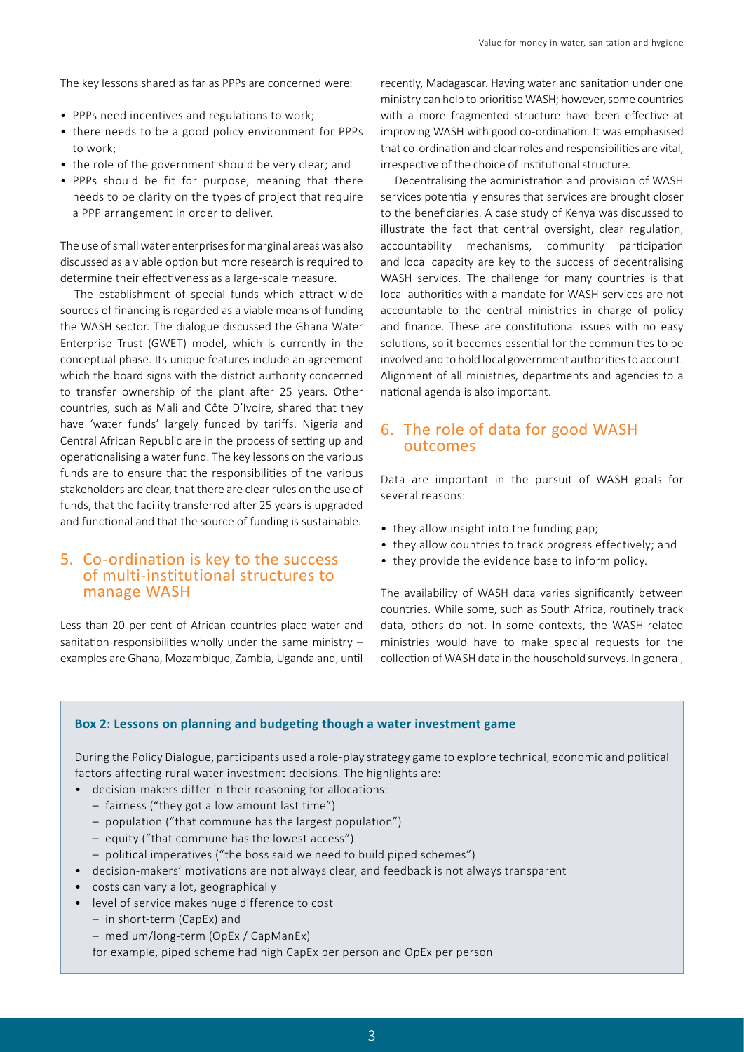The key lessons shared as far as PPPs are concerned were:

- PPPs need incentives and regulations to work;
- there needs to be a good policy environment for PPPs to work;
- the role of the government should be very clear; and
- PPPs should be fit for purpose, meaning that there needs to be clarity on the types of project that require a PPP arrangement in order to deliver.

The use of small water enterprises for marginal areas was also discussed as a viable option but more research is required to determine their effectiveness as a large-scale measure.

The establishment of special funds which attract wide sources of financing is regarded as a viable means of funding the WASH sector. The dialogue discussed the Ghana Water Enterprise Trust (GWET) model, which is currently in the conceptual phase. Its unique features include an agreement which the board signs with the district authority concerned to transfer ownership of the plant after 25 years. Other countries, such as Mali and Côte D'Ivoire, shared that they have 'water funds' largely funded by tariffs. Nigeria and Central African Republic are in the process of setting up and operationalising a water fund. The key lessons on the various funds are to ensure that the responsibilities of the various stakeholders are clear, that there are clear rules on the use of funds, that the facility transferred after 25 years is upgraded and functional and that the source of funding is sustainable.

## 5. Co-ordination is key to the success of multi-institutional structures to manage WASH

Less than 20 per cent of African countries place water and sanitation responsibilities wholly under the same ministry – examples are Ghana, Mozambique, Zambia, Uganda and, until recently, Madagascar. Having water and sanitation under one ministry can help to prioritise WASH; however, some countries with a more fragmented structure have been effective at improving WASH with good co-ordination. It was emphasised that co-ordination and clear roles and responsibilities are vital, irrespective of the choice of institutional structure.

Decentralising the administration and provision of WASH services potentially ensures that services are brought closer to the beneficiaries. A case study of Kenya was discussed to illustrate the fact that central oversight, clear regulation, accountability mechanisms, community participation and local capacity are key to the success of decentralising WASH services. The challenge for many countries is that local authorities with a mandate for WASH services are not accountable to the central ministries in charge of policy and finance. These are constitutional issues with no easy solutions, so it becomes essential for the communities to be involved and to hold local government authorities to account. Alignment of all ministries, departments and agencies to a national agenda is also important.

## 6. The role of data for good WASH outcomes

Data are important in the pursuit of WASH goals for several reasons:

- they allow insight into the funding gap;
- they allow countries to track progress effectively; and
- they provide the evidence base to inform policy.

The availability of WASH data varies significantly between countries. While some, such as South Africa, routinely track data, others do not. In some contexts, the WASH-related ministries would have to make special requests for the collection of WASH data in the household surveys. In general,

**Box 2: Lessons on planning and budgeting though a water investment game**

During the Policy Dialogue, participants used a role-play strategy game to explore technical, economic and political factors affecting rural water investment decisions. The highlights are:

- decision-makers differ in their reasoning for allocations:
  - fairness ("they got a low amount last time")
  - population ("that commune has the largest population")
  - equity ("that commune has the lowest access")
  - political imperatives ("the boss said we need to build piped schemes")
- decision-makers' motivations are not always clear, and feedback is not always transparent
- costs can vary a lot, geographically
- level of service makes huge difference to cost
  - in short-term (CapEx) and
  - medium/long-term (OpEx / CapManEx)

  for example, piped scheme had high CapEx per person and OpEx per person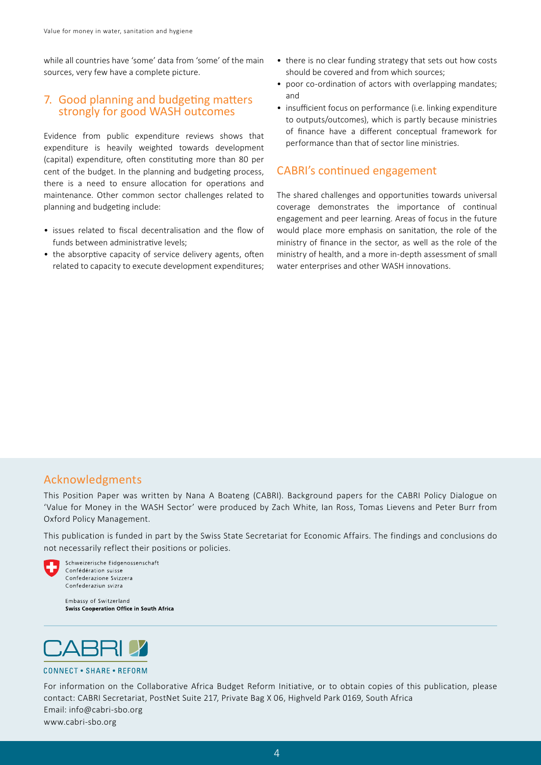while all countries have 'some' data from 'some' of the main sources, very few have a complete picture.

## 7. Good planning and budgeting matters strongly for good WASH outcomes

Evidence from public expenditure reviews shows that expenditure is heavily weighted towards development (capital) expenditure, often constituting more than 80 per cent of the budget. In the planning and budgeting process, there is a need to ensure allocation for operations and maintenance. Other common sector challenges related to planning and budgeting include:

- issues related to fiscal decentralisation and the flow of funds between administrative levels;
- the absorptive capacity of service delivery agents, often related to capacity to execute development expenditures;
- there is no clear funding strategy that sets out how costs should be covered and from which sources;
- poor co-ordination of actors with overlapping mandates; and
- insufficient focus on performance (i.e. linking expenditure to outputs/outcomes), which is partly because ministries of finance have a different conceptual framework for performance than that of sector line ministries.

## CABRI's continued engagement

The shared challenges and opportunities towards universal coverage demonstrates the importance of continual engagement and peer learning. Areas of focus in the future would place more emphasis on sanitation, the role of the ministry of finance in the sector, as well as the role of the ministry of health, and a more in-depth assessment of small water enterprises and other WASH innovations.

## Acknowledgments

This Position Paper was written by Nana A Boateng (CABRI). Background papers for the CABRI Policy Dialogue on 'Value for Money in the WASH Sector' were produced by Zach White, Ian Ross, Tomas Lievens and Peter Burr from Oxford Policy Management.

This publication is funded in part by the Swiss State Secretariat for Economic Affairs. The findings and conclusions do not necessarily reflect their positions or policies.

Schweizerische Eidgenossenschaft
Confédération suisse
Confederazione Svizzera
Confederaziun svizra

Embassy of Switzerland
**Swiss Cooperation Office in South Africa**

CABRI

CONNECT • SHARE • REFORM

For information on the Collaborative Africa Budget Reform Initiative, or to obtain copies of this publication, please contact: CABRI Secretariat, PostNet Suite 217, Private Bag X 06, Highveld Park 0169, South Africa
Email: info@cabri-sbo.org
www.cabri-sbo.org